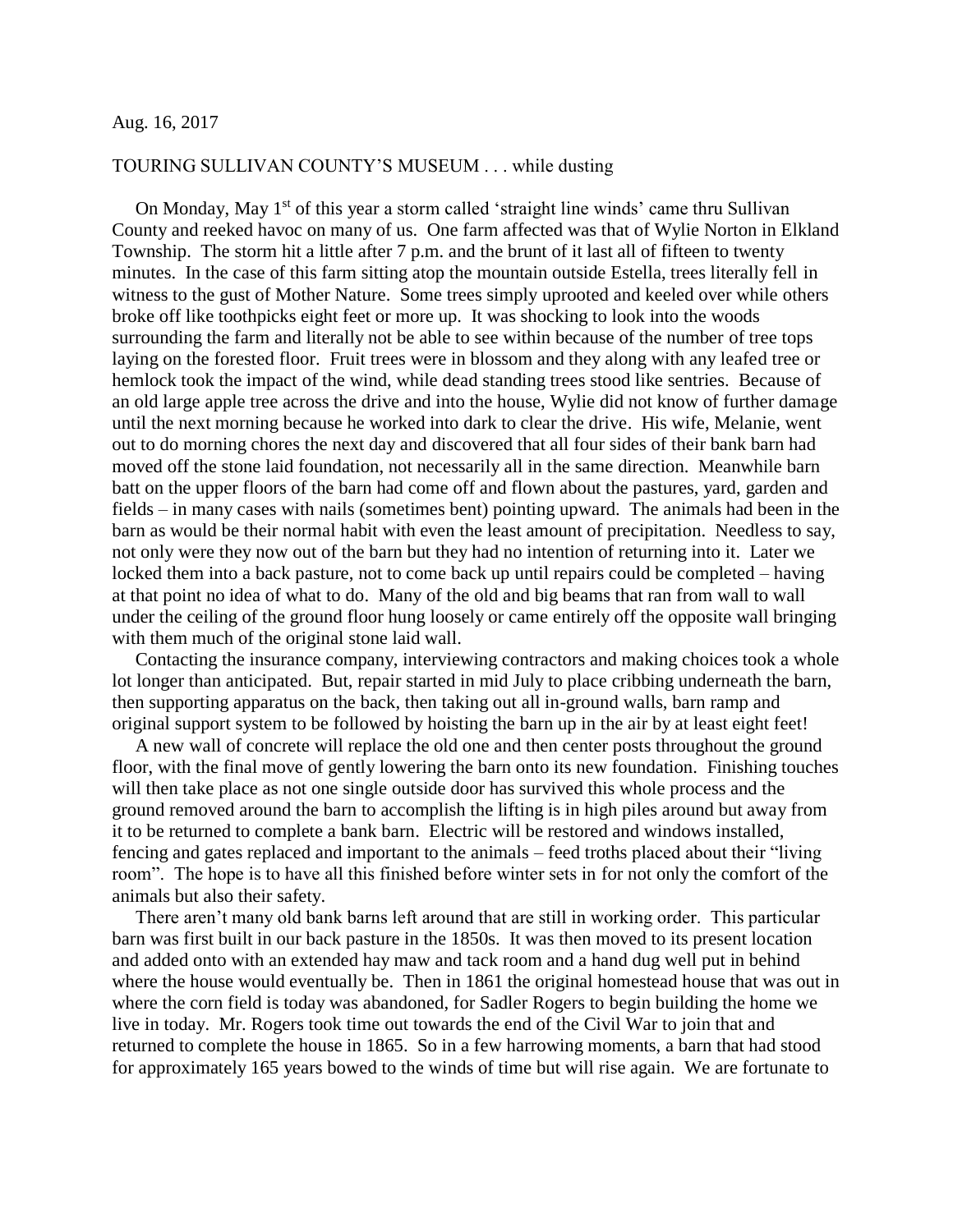Aug. 16, 2017

TOURING SULLIVAN COUNTY'S MUSEUM . . . while dusting

On Monday, May 1st of this year a storm called 'straight line winds' came thru Sullivan County and reeked havoc on many of us. One farm affected was that of Wylie Norton in Elkland Township. The storm hit a little after 7 p.m. and the brunt of it last all of fifteen to twenty minutes. In the case of this farm sitting atop the mountain outside Estella, trees literally fell in witness to the gust of Mother Nature. Some trees simply uprooted and keeled over while others broke off like toothpicks eight feet or more up. It was shocking to look into the woods surrounding the farm and literally not be able to see within because of the number of tree tops laying on the forested floor. Fruit trees were in blossom and they along with any leafed tree or hemlock took the impact of the wind, while dead standing trees stood like sentries. Because of an old large apple tree across the drive and into the house, Wylie did not know of further damage until the next morning because he worked into dark to clear the drive. His wife, Melanie, went out to do morning chores the next day and discovered that all four sides of their bank barn had moved off the stone laid foundation, not necessarily all in the same direction. Meanwhile barn batt on the upper floors of the barn had come off and flown about the pastures, yard, garden and fields – in many cases with nails (sometimes bent) pointing upward. The animals had been in the barn as would be their normal habit with even the least amount of precipitation. Needless to say, not only were they now out of the barn but they had no intention of returning into it. Later we locked them into a back pasture, not to come back up until repairs could be completed – having at that point no idea of what to do. Many of the old and big beams that ran from wall to wall under the ceiling of the ground floor hung loosely or came entirely off the opposite wall bringing with them much of the original stone laid wall.

Contacting the insurance company, interviewing contractors and making choices took a whole lot longer than anticipated. But, repair started in mid July to place cribbing underneath the barn, then supporting apparatus on the back, then taking out all in-ground walls, barn ramp and original support system to be followed by hoisting the barn up in the air by at least eight feet!

A new wall of concrete will replace the old one and then center posts throughout the ground floor, with the final move of gently lowering the barn onto its new foundation. Finishing touches will then take place as not one single outside door has survived this whole process and the ground removed around the barn to accomplish the lifting is in high piles around but away from it to be returned to complete a bank barn. Electric will be restored and windows installed, fencing and gates replaced and important to the animals – feed troths placed about their "living room". The hope is to have all this finished before winter sets in for not only the comfort of the animals but also their safety.

There aren't many old bank barns left around that are still in working order. This particular barn was first built in our back pasture in the 1850s. It was then moved to its present location and added onto with an extended hay maw and tack room and a hand dug well put in behind where the house would eventually be. Then in 1861 the original homestead house that was out in where the corn field is today was abandoned, for Sadler Rogers to begin building the home we live in today. Mr. Rogers took time out towards the end of the Civil War to join that and returned to complete the house in 1865. So in a few harrowing moments, a barn that had stood for approximately 165 years bowed to the winds of time but will rise again. We are fortunate to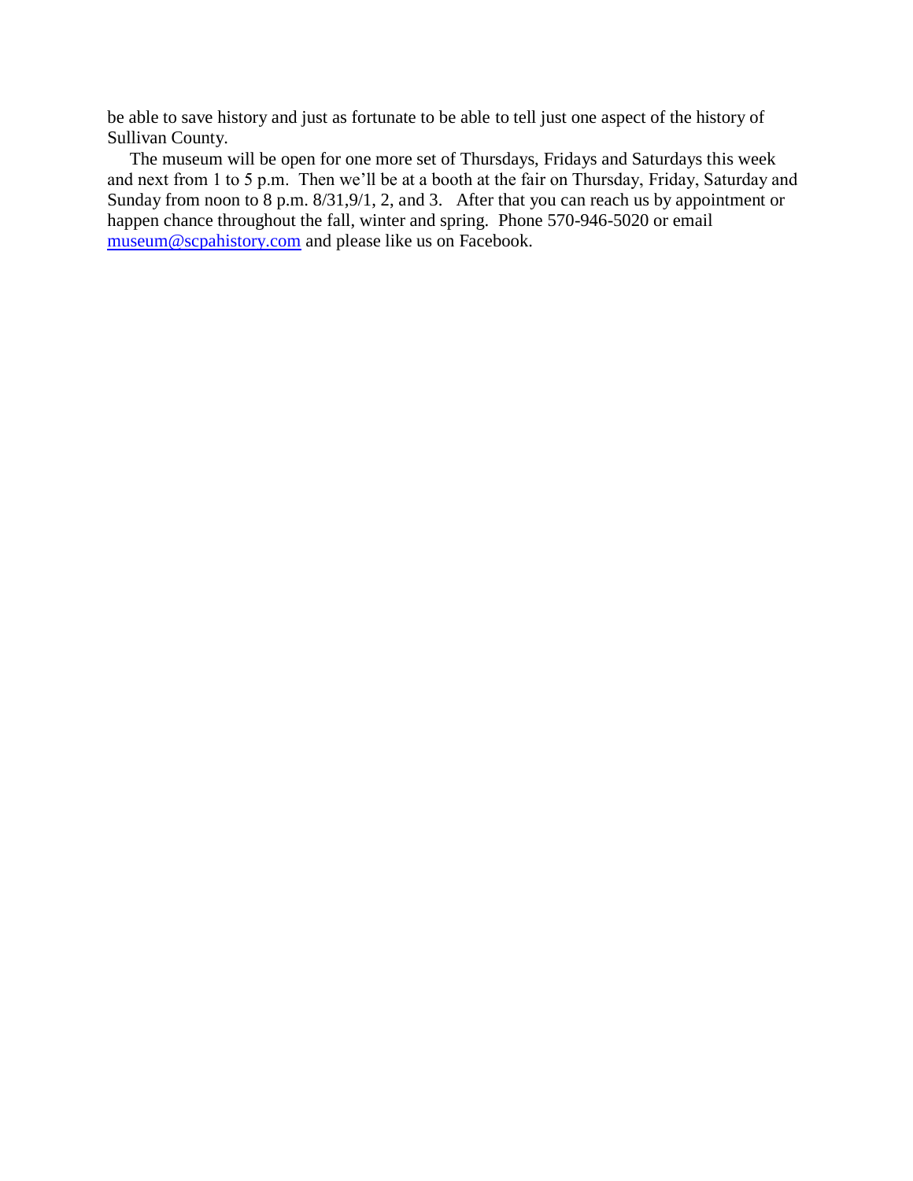be able to save history and just as fortunate to be able to tell just one aspect of the history of Sullivan County.

The museum will be open for one more set of Thursdays, Fridays and Saturdays this week and next from 1 to 5 p.m. Then we'll be at a booth at the fair on Thursday, Friday, Saturday and Sunday from noon to 8 p.m. 8/31,9/1, 2, and 3. After that you can reach us by appointment or happen chance throughout the fall, winter and spring. Phone 570-946-5020 or email [museum@scpahistory.com](mailto:museum@scpahistory.com) and please like us on Facebook.